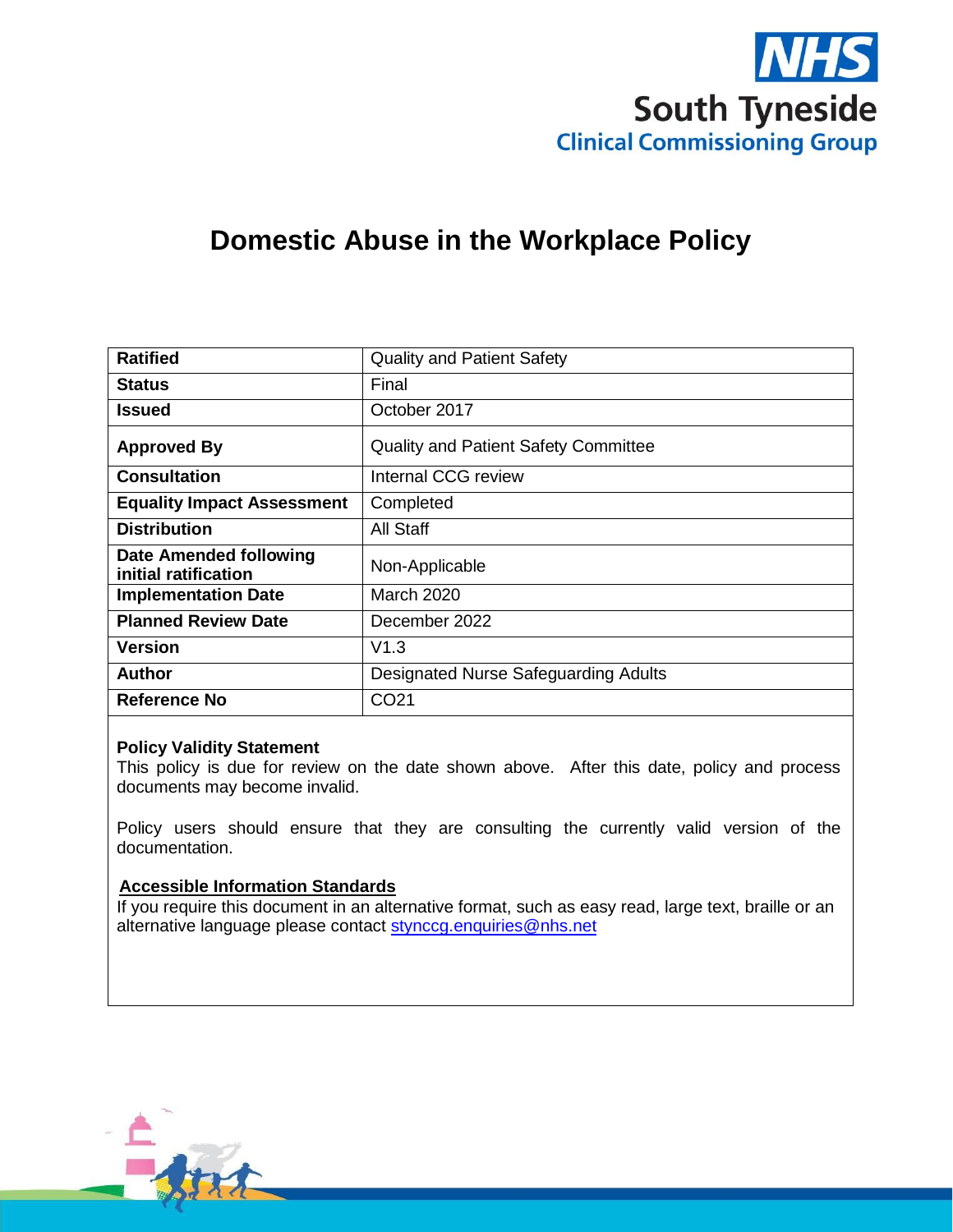NHS South Tyneside Clinical Commissioning Group

# Domestic Abuse in the Workplace Policy

| Ratified | Quality and Patient Safety |
|---|---|
| Status | Final |
| Issued | October 2017 |
| Approved By | Quality and Patient Safety Committee |
| Consultation | Internal CCG review |
| Equality Impact Assessment | Completed |
| Distribution | All Staff |
| Date Amended following initial ratification | Non-Applicable |
| Implementation Date | March 2020 |
| Planned Review Date | December 2022 |
| Version | V1.3 |
| Author | Designated Nurse Safeguarding Adults |
| Reference No | CO21 |

**Policy Validity Statement**
This policy is due for review on the date shown above. After this date, policy and process documents may become invalid.

Policy users should ensure that they are consulting the currently valid version of the documentation.

**Accessible Information Standards**
If you require this document in an alternative format, such as easy read, large text, braille or an alternative language please contact stynccg.enquiries@nhs.net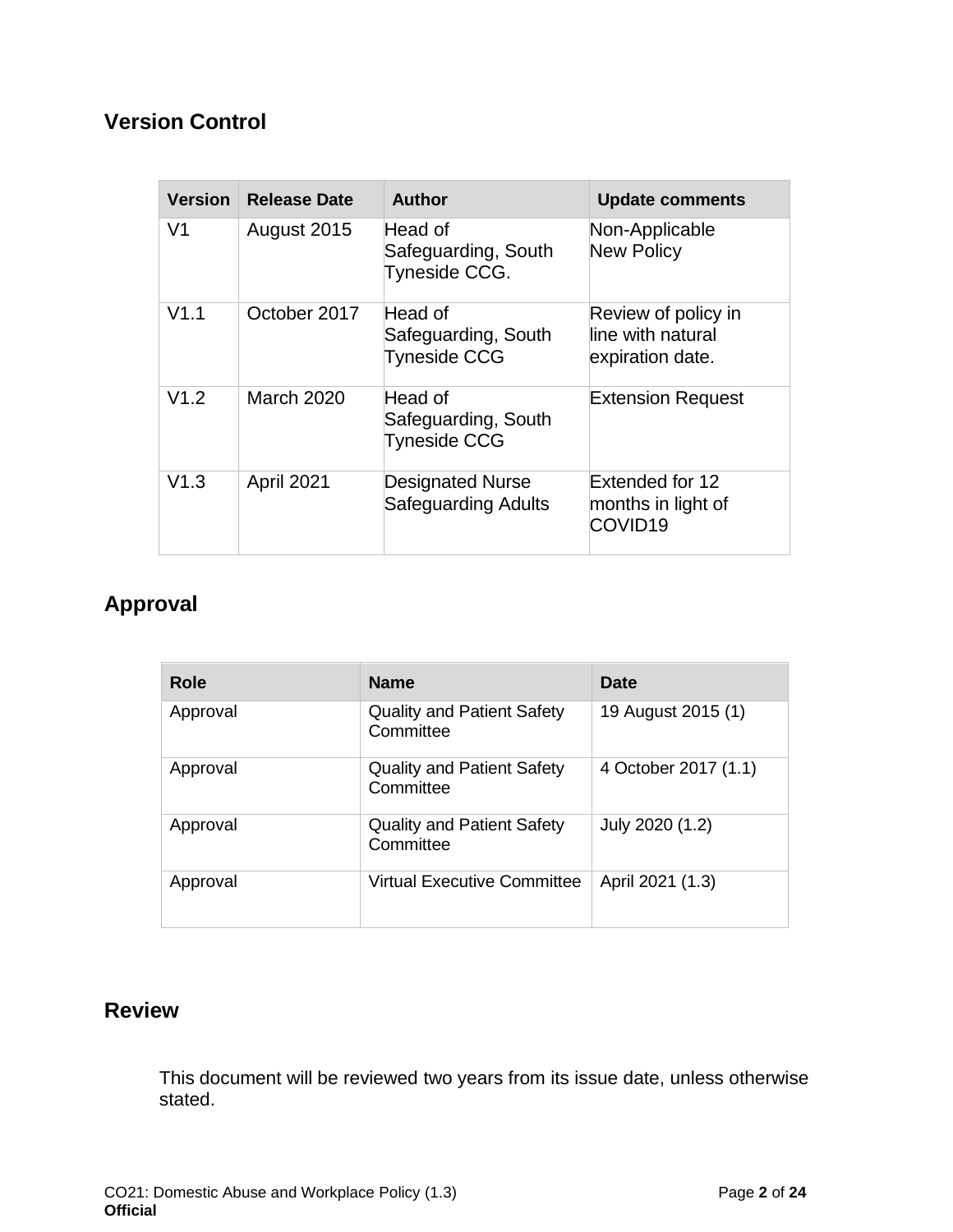## Version Control

| Version | Release Date | Author | Update comments |
|---|---|---|---|
| V1 | August 2015 | Head of Safeguarding, South Tyneside CCG. | Non-Applicable New Policy |
| V1.1 | October 2017 | Head of Safeguarding, South Tyneside CCG | Review of policy in line with natural expiration date. |
| V1.2 | March 2020 | Head of Safeguarding, South Tyneside CCG | Extension Request |
| V1.3 | April 2021 | Designated Nurse Safeguarding Adults | Extended for 12 months in light of COVID19 |

## Approval

| Role | Name | Date |
|---|---|---|
| Approval | Quality and Patient Safety Committee | 19 August 2015 (1) |
| Approval | Quality and Patient Safety Committee | 4 October 2017 (1.1) |
| Approval | Quality and Patient Safety Committee | July 2020 (1.2) |
| Approval | Virtual Executive Committee | April 2021 (1.3) |

## Review

This document will be reviewed two years from its issue date, unless otherwise stated.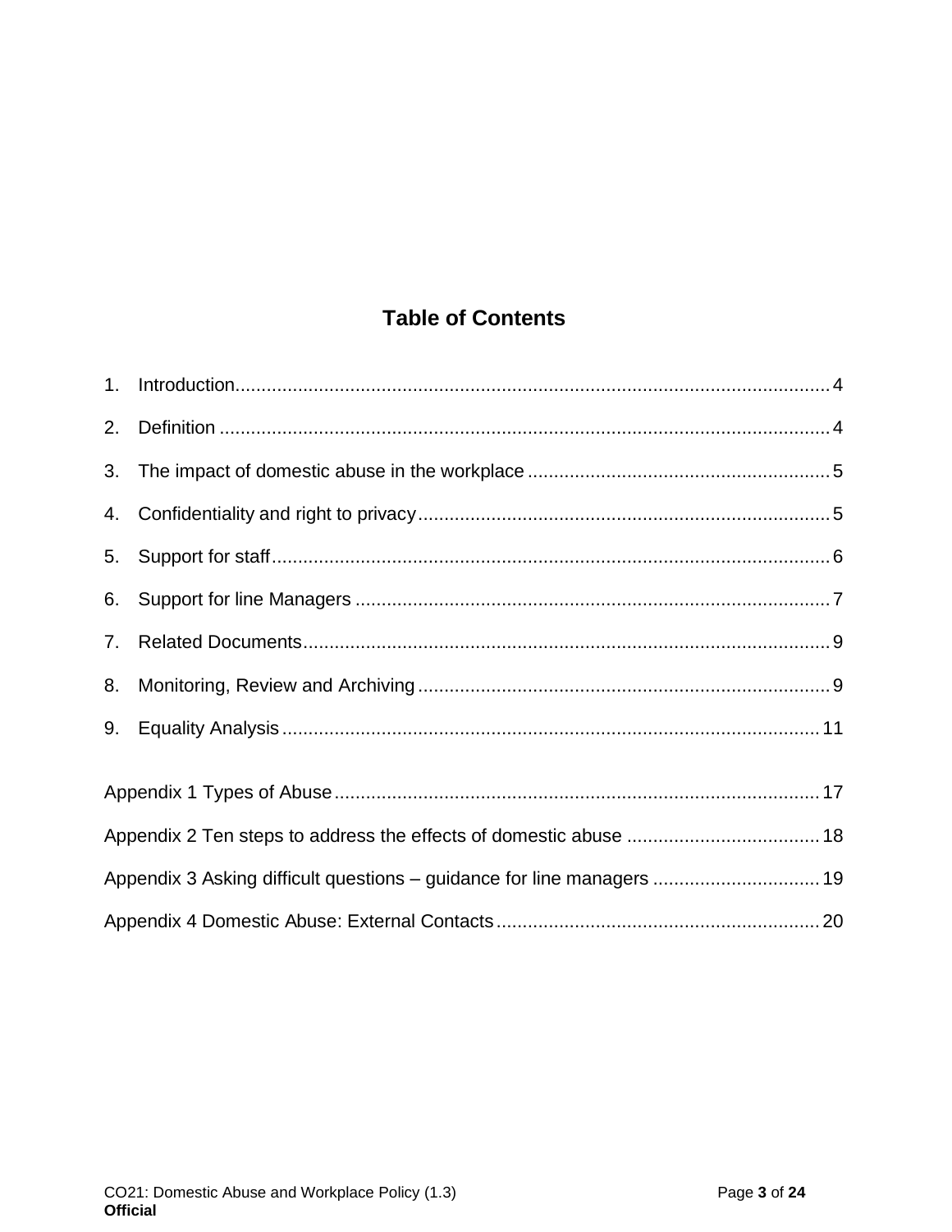# Table of Contents

1. Introduction.................................................................................................................. 4
2. Definition ..................................................................................................................... 4
3. The impact of domestic abuse in the workplace .......................................................... 5
4. Confidentiality and right to privacy............................................................................... 5
5. Support for staff............................................................................................................ 6
6. Support for line Managers ........................................................................................... 7
7. Related Documents...................................................................................................... 9
8. Monitoring, Review and Archiving ............................................................................... 9
9. Equality Analysis ........................................................................................................ 11

Appendix 1 Types of Abuse ............................................................................................ 17

Appendix 2 Ten steps to address the effects of domestic abuse ..................................... 18

Appendix 3 Asking difficult questions – guidance for line managers ................................ 19

Appendix 4 Domestic Abuse: External Contacts ............................................................. 20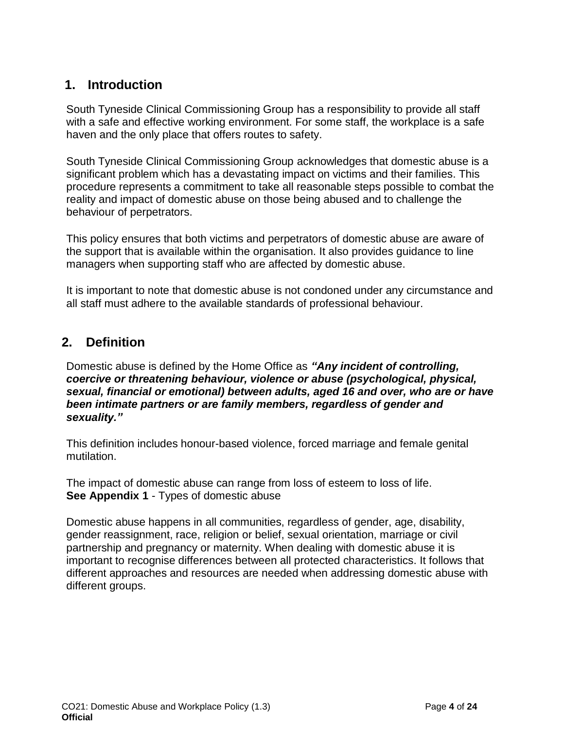## 1. Introduction

South Tyneside Clinical Commissioning Group has a responsibility to provide all staff with a safe and effective working environment. For some staff, the workplace is a safe haven and the only place that offers routes to safety.

South Tyneside Clinical Commissioning Group acknowledges that domestic abuse is a significant problem which has a devastating impact on victims and their families. This procedure represents a commitment to take all reasonable steps possible to combat the reality and impact of domestic abuse on those being abused and to challenge the behaviour of perpetrators.

This policy ensures that both victims and perpetrators of domestic abuse are aware of the support that is available within the organisation. It also provides guidance to line managers when supporting staff who are affected by domestic abuse.

It is important to note that domestic abuse is not condoned under any circumstance and all staff must adhere to the available standards of professional behaviour.

## 2. Definition

Domestic abuse is defined by the Home Office as ***"Any incident of controlling, coercive or threatening behaviour, violence or abuse (psychological, physical, sexual, financial or emotional) between adults, aged 16 and over, who are or have been intimate partners or are family members, regardless of gender and sexuality."***

This definition includes honour-based violence, forced marriage and female genital mutilation.

The impact of domestic abuse can range from loss of esteem to loss of life.
**See Appendix 1** - Types of domestic abuse

Domestic abuse happens in all communities, regardless of gender, age, disability, gender reassignment, race, religion or belief, sexual orientation, marriage or civil partnership and pregnancy or maternity. When dealing with domestic abuse it is important to recognise differences between all protected characteristics. It follows that different approaches and resources are needed when addressing domestic abuse with different groups.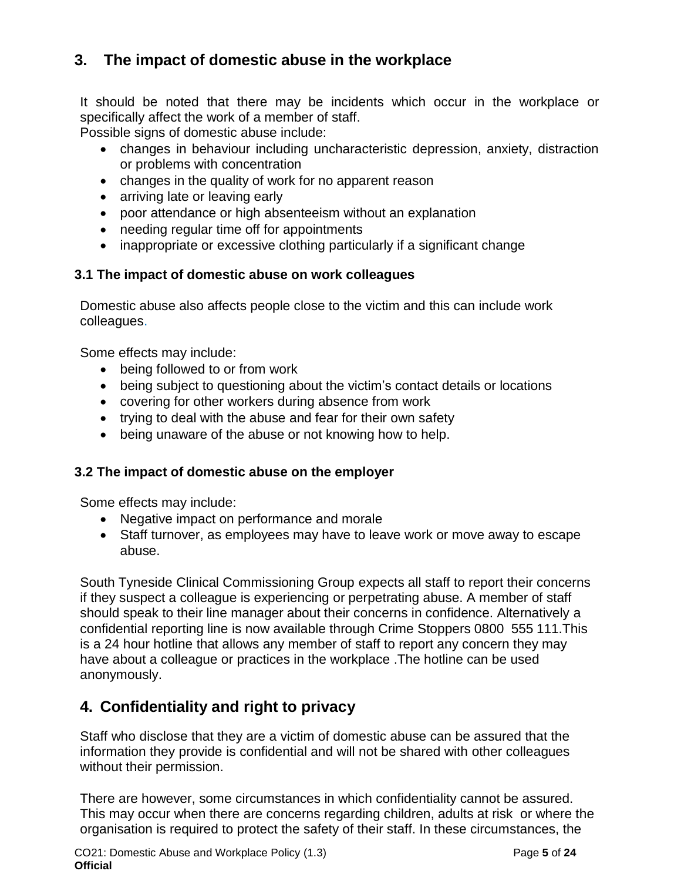## 3. The impact of domestic abuse in the workplace

It should be noted that there may be incidents which occur in the workplace or specifically affect the work of a member of staff.
Possible signs of domestic abuse include:

- changes in behaviour including uncharacteristic depression, anxiety, distraction or problems with concentration
- changes in the quality of work for no apparent reason
- arriving late or leaving early
- poor attendance or high absenteeism without an explanation
- needing regular time off for appointments
- inappropriate or excessive clothing particularly if a significant change

### 3.1 The impact of domestic abuse on work colleagues

Domestic abuse also affects people close to the victim and this can include work colleagues.

Some effects may include:

- being followed to or from work
- being subject to questioning about the victim's contact details or locations
- covering for other workers during absence from work
- trying to deal with the abuse and fear for their own safety
- being unaware of the abuse or not knowing how to help.

### 3.2 The impact of domestic abuse on the employer

Some effects may include:

- Negative impact on performance and morale
- Staff turnover, as employees may have to leave work or move away to escape abuse.

South Tyneside Clinical Commissioning Group expects all staff to report their concerns if they suspect a colleague is experiencing or perpetrating abuse. A member of staff should speak to their line manager about their concerns in confidence. Alternatively a confidential reporting line is now available through Crime Stoppers 0800 555 111.This is a 24 hour hotline that allows any member of staff to report any concern they may have about a colleague or practices in the workplace .The hotline can be used anonymously.

## 4. Confidentiality and right to privacy

Staff who disclose that they are a victim of domestic abuse can be assured that the information they provide is confidential and will not be shared with other colleagues without their permission.

There are however, some circumstances in which confidentiality cannot be assured. This may occur when there are concerns regarding children, adults at risk or where the organisation is required to protect the safety of their staff. In these circumstances, the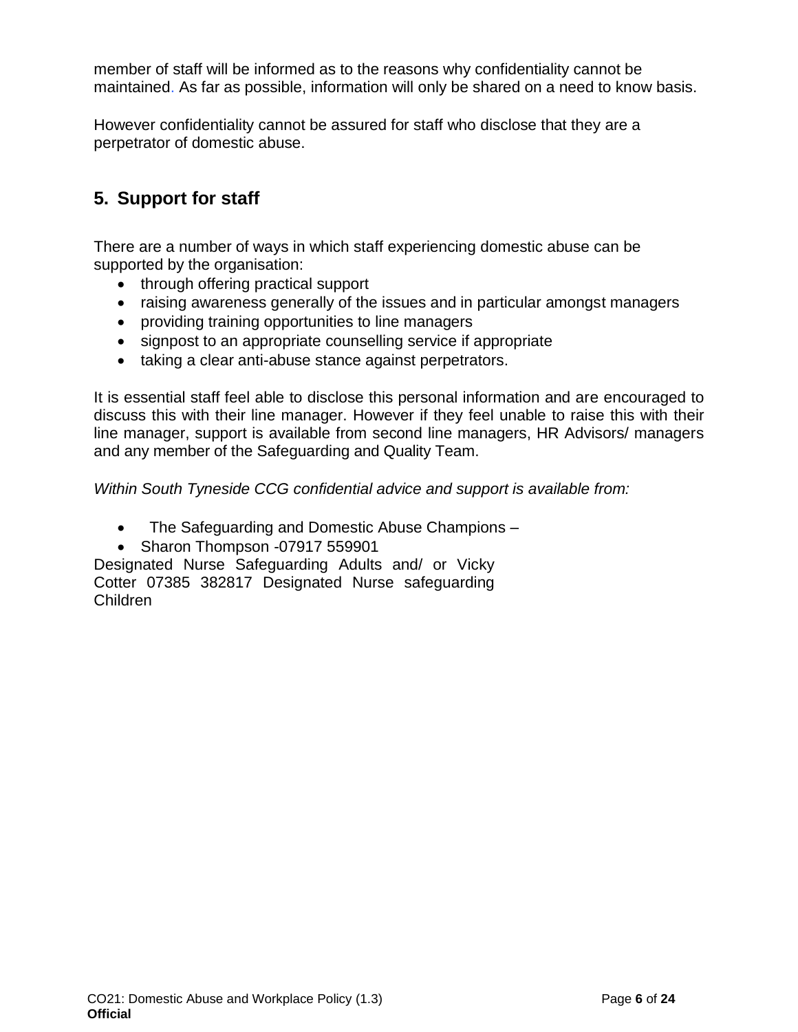member of staff will be informed as to the reasons why confidentiality cannot be maintained. As far as possible, information will only be shared on a need to know basis.

However confidentiality cannot be assured for staff who disclose that they are a perpetrator of domestic abuse.

## 5. Support for staff

There are a number of ways in which staff experiencing domestic abuse can be supported by the organisation:

- through offering practical support
- raising awareness generally of the issues and in particular amongst managers
- providing training opportunities to line managers
- signpost to an appropriate counselling service if appropriate
- taking a clear anti-abuse stance against perpetrators.

It is essential staff feel able to disclose this personal information and are encouraged to discuss this with their line manager. However if they feel unable to raise this with their line manager, support is available from second line managers, HR Advisors/ managers and any member of the Safeguarding and Quality Team.

*Within South Tyneside CCG confidential advice and support is available from:*

- The Safeguarding and Domestic Abuse Champions –
- Sharon Thompson -07917 559901

Designated Nurse Safeguarding Adults and/ or Vicky Cotter 07385 382817 Designated Nurse safeguarding Children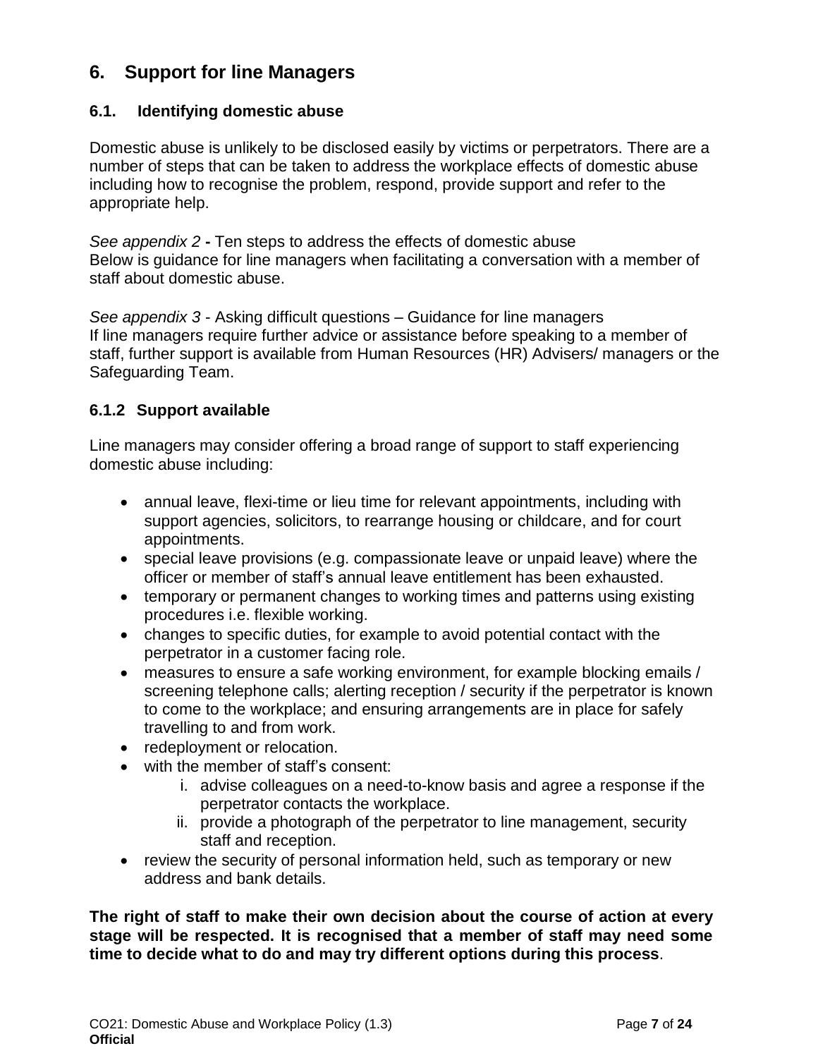## 6. Support for line Managers

### 6.1. Identifying domestic abuse

Domestic abuse is unlikely to be disclosed easily by victims or perpetrators. There are a number of steps that can be taken to address the workplace effects of domestic abuse including how to recognise the problem, respond, provide support and refer to the appropriate help.

*See appendix 2* **-** Ten steps to address the effects of domestic abuse
Below is guidance for line managers when facilitating a conversation with a member of staff about domestic abuse.

*See appendix 3* - Asking difficult questions – Guidance for line managers
If line managers require further advice or assistance before speaking to a member of staff, further support is available from Human Resources (HR) Advisers/ managers or the Safeguarding Team.

### 6.1.2 Support available

Line managers may consider offering a broad range of support to staff experiencing domestic abuse including:

- annual leave, flexi-time or lieu time for relevant appointments, including with support agencies, solicitors, to rearrange housing or childcare, and for court appointments.
- special leave provisions (e.g. compassionate leave or unpaid leave) where the officer or member of staff's annual leave entitlement has been exhausted.
- temporary or permanent changes to working times and patterns using existing procedures i.e. flexible working.
- changes to specific duties, for example to avoid potential contact with the perpetrator in a customer facing role.
- measures to ensure a safe working environment, for example blocking emails / screening telephone calls; alerting reception / security if the perpetrator is known to come to the workplace; and ensuring arrangements are in place for safely travelling to and from work.
- redeployment or relocation.
- with the member of staff's consent:
    1. advise colleagues on a need-to-know basis and agree a response if the perpetrator contacts the workplace.
    2. provide a photograph of the perpetrator to line management, security staff and reception.
- review the security of personal information held, such as temporary or new address and bank details.

**The right of staff to make their own decision about the course of action at every stage will be respected. It is recognised that a member of staff may need some time to decide what to do and may try different options during this process**.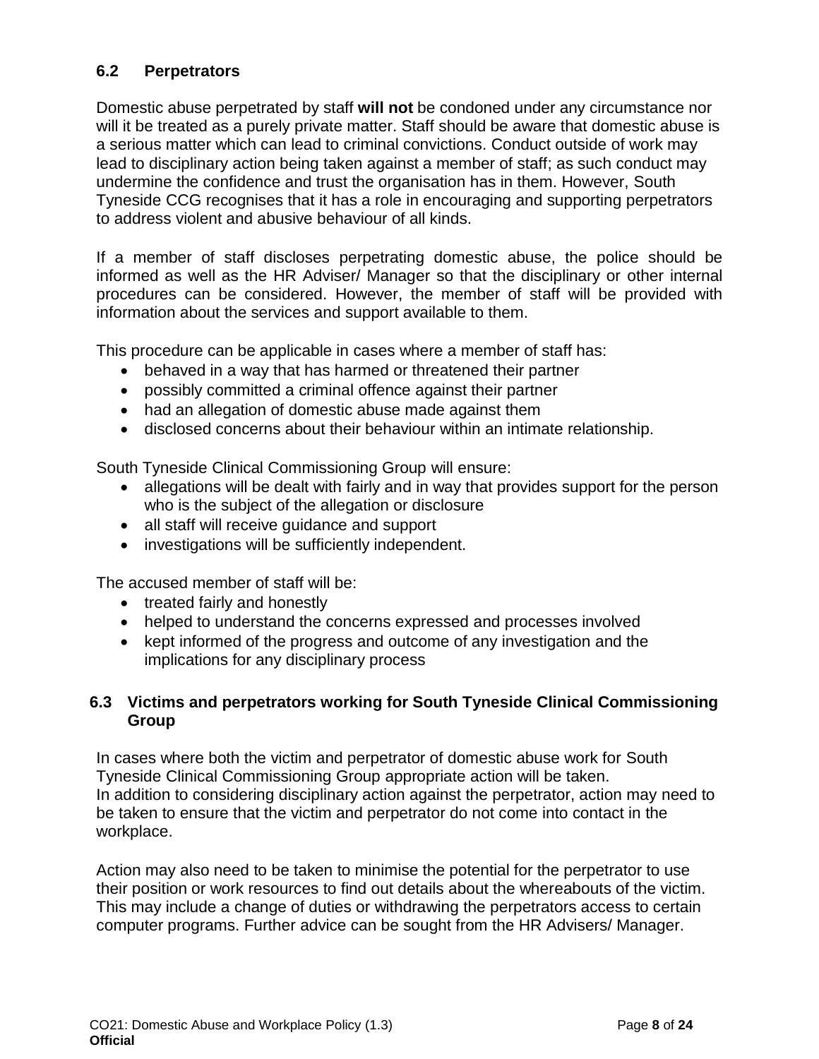### 6.2 Perpetrators

Domestic abuse perpetrated by staff **will not** be condoned under any circumstance nor will it be treated as a purely private matter. Staff should be aware that domestic abuse is a serious matter which can lead to criminal convictions. Conduct outside of work may lead to disciplinary action being taken against a member of staff; as such conduct may undermine the confidence and trust the organisation has in them. However, South Tyneside CCG recognises that it has a role in encouraging and supporting perpetrators to address violent and abusive behaviour of all kinds.

If a member of staff discloses perpetrating domestic abuse, the police should be informed as well as the HR Adviser/ Manager so that the disciplinary or other internal procedures can be considered. However, the member of staff will be provided with information about the services and support available to them.

This procedure can be applicable in cases where a member of staff has:

- behaved in a way that has harmed or threatened their partner
- possibly committed a criminal offence against their partner
- had an allegation of domestic abuse made against them
- disclosed concerns about their behaviour within an intimate relationship.

South Tyneside Clinical Commissioning Group will ensure:

- allegations will be dealt with fairly and in way that provides support for the person who is the subject of the allegation or disclosure
- all staff will receive guidance and support
- investigations will be sufficiently independent.

The accused member of staff will be:

- treated fairly and honestly
- helped to understand the concerns expressed and processes involved
- kept informed of the progress and outcome of any investigation and the implications for any disciplinary process

### 6.3 Victims and perpetrators working for South Tyneside Clinical Commissioning Group

In cases where both the victim and perpetrator of domestic abuse work for South Tyneside Clinical Commissioning Group appropriate action will be taken.
In addition to considering disciplinary action against the perpetrator, action may need to be taken to ensure that the victim and perpetrator do not come into contact in the workplace.

Action may also need to be taken to minimise the potential for the perpetrator to use their position or work resources to find out details about the whereabouts of the victim. This may include a change of duties or withdrawing the perpetrators access to certain computer programs. Further advice can be sought from the HR Advisers/ Manager.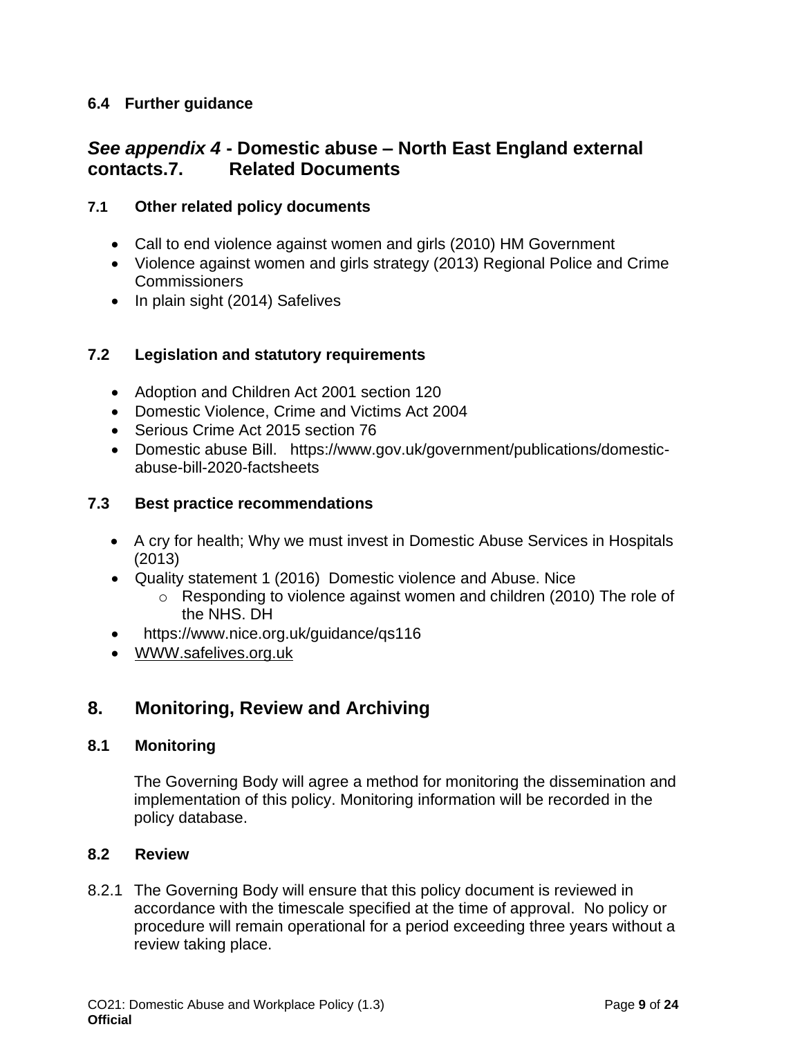### 6.4 Further guidance

## *See appendix 4* - Domestic abuse – North East England external contacts.7. Related Documents

### 7.1 Other related policy documents

- Call to end violence against women and girls (2010) HM Government
- Violence against women and girls strategy (2013) Regional Police and Crime Commissioners
- In plain sight (2014) Safelives

### 7.2 Legislation and statutory requirements

- Adoption and Children Act 2001 section 120
- Domestic Violence, Crime and Victims Act 2004
- Serious Crime Act 2015 section 76
- Domestic abuse Bill. https://www.gov.uk/government/publications/domestic-abuse-bill-2020-factsheets

### 7.3 Best practice recommendations

- A cry for health; Why we must invest in Domestic Abuse Services in Hospitals (2013)
- Quality statement 1 (2016) Domestic violence and Abuse. Nice
  - Responding to violence against women and children (2010) The role of the NHS. DH
- https://www.nice.org.uk/guidance/qs116
- WWW.safelives.org.uk

## 8. Monitoring, Review and Archiving

### 8.1 Monitoring

The Governing Body will agree a method for monitoring the dissemination and implementation of this policy. Monitoring information will be recorded in the policy database.

### 8.2 Review

8.2.1 The Governing Body will ensure that this policy document is reviewed in accordance with the timescale specified at the time of approval. No policy or procedure will remain operational for a period exceeding three years without a review taking place.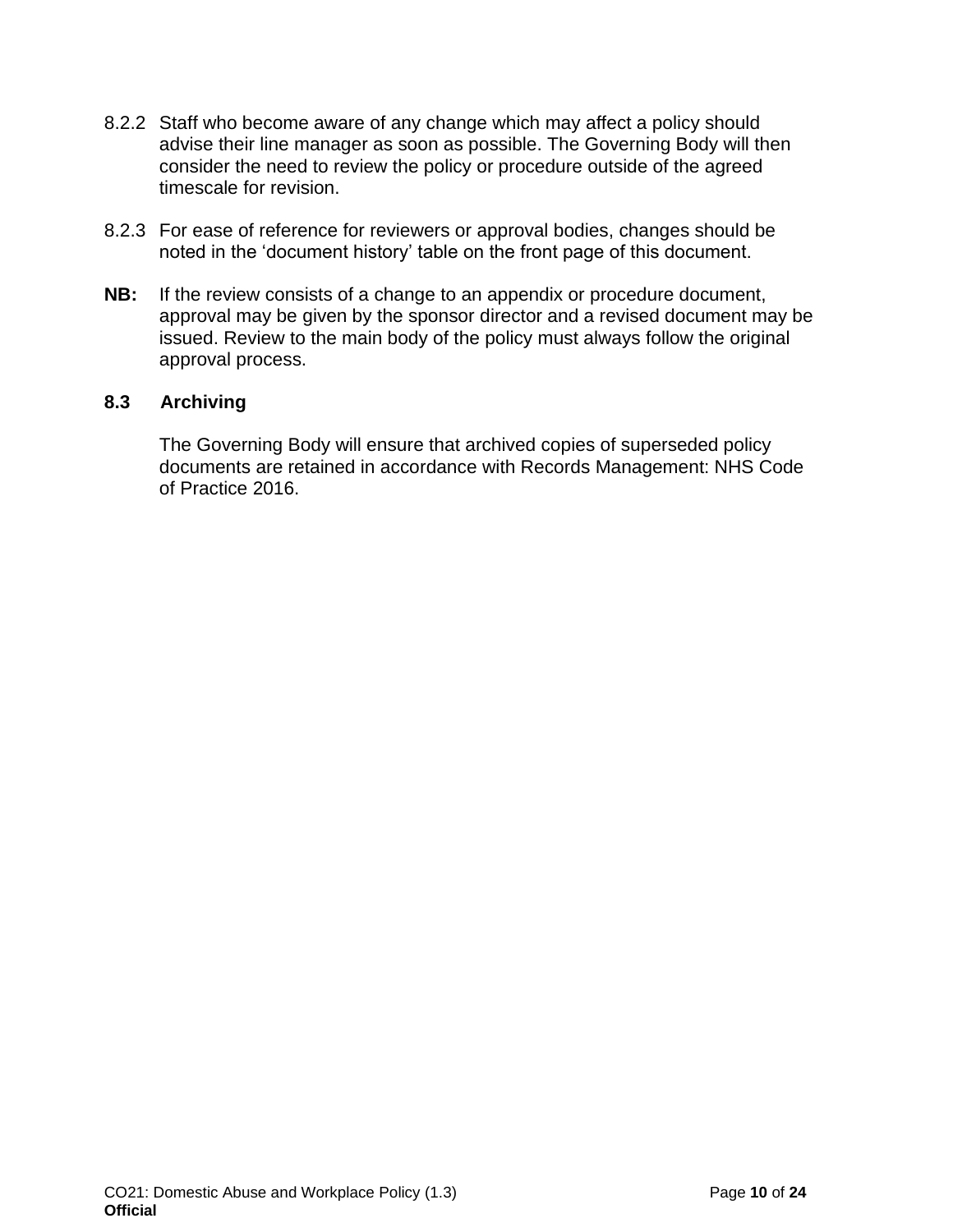8.2.2 Staff who become aware of any change which may affect a policy should advise their line manager as soon as possible. The Governing Body will then consider the need to review the policy or procedure outside of the agreed timescale for revision.

8.2.3 For ease of reference for reviewers or approval bodies, changes should be noted in the 'document history' table on the front page of this document.

**NB:** If the review consists of a change to an appendix or procedure document, approval may be given by the sponsor director and a revised document may be issued. Review to the main body of the policy must always follow the original approval process.

### 8.3 Archiving

The Governing Body will ensure that archived copies of superseded policy documents are retained in accordance with Records Management: NHS Code of Practice 2016.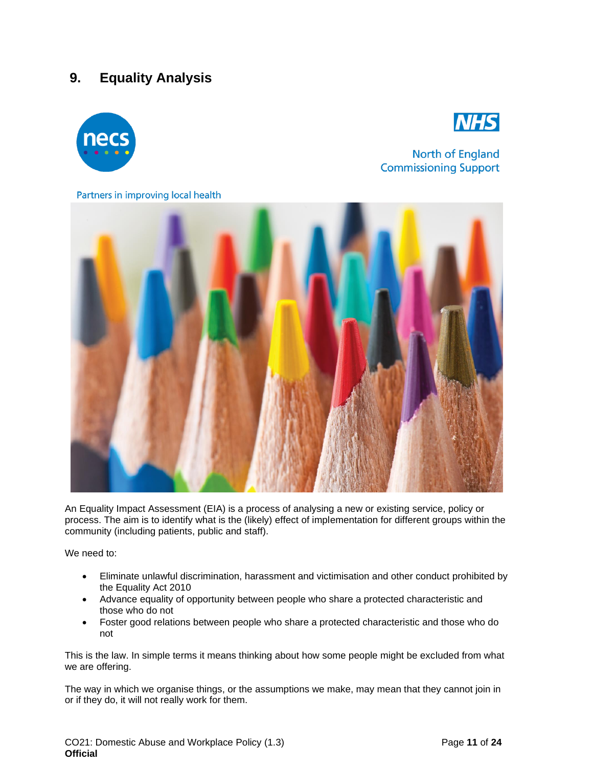## 9. Equality Analysis

North of England Commissioning Support

Partners in improving local health

An Equality Impact Assessment (EIA) is a process of analysing a new or existing service, policy or process. The aim is to identify what is the (likely) effect of implementation for different groups within the community (including patients, public and staff).

We need to:

- Eliminate unlawful discrimination, harassment and victimisation and other conduct prohibited by the Equality Act 2010
- Advance equality of opportunity between people who share a protected characteristic and those who do not
- Foster good relations between people who share a protected characteristic and those who do not

This is the law. In simple terms it means thinking about how some people might be excluded from what we are offering.

The way in which we organise things, or the assumptions we make, may mean that they cannot join in or if they do, it will not really work for them.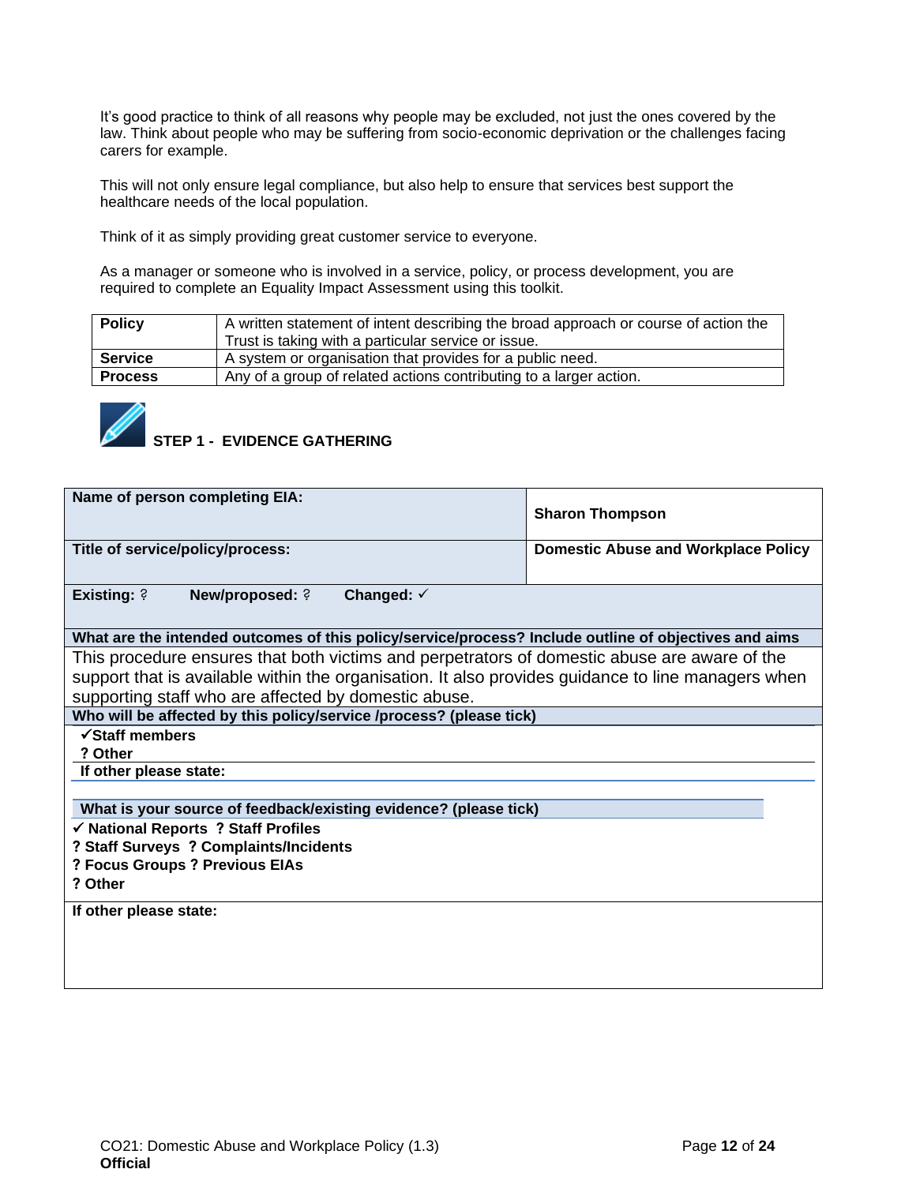It's good practice to think of all reasons why people may be excluded, not just the ones covered by the law. Think about people who may be suffering from socio-economic deprivation or the challenges facing carers for example.

This will not only ensure legal compliance, but also help to ensure that services best support the healthcare needs of the local population.

Think of it as simply providing great customer service to everyone.

As a manager or someone who is involved in a service, policy, or process development, you are required to complete an Equality Impact Assessment using this toolkit.

| | |
|---|---|
| **Policy** | A written statement of intent describing the broad approach or course of action the Trust is taking with a particular service or issue. |
| **Service** | A system or organisation that provides for a public need. |
| **Process** | Any of a group of related actions contributing to a larger action. |

## STEP 1 - EVIDENCE GATHERING

| | |
|---|---|
| **Name of person completing EIA:** | **Sharon Thompson** |
| **Title of service/policy/process:** | **Domestic Abuse and Workplace Policy** |
| **Existing:** ? **New/proposed:** ? **Changed:** ✓ | |
| **What are the intended outcomes of this policy/service/process? Include outline of objectives and aims** | |
| This procedure ensures that both victims and perpetrators of domestic abuse are aware of the support that is available within the organisation. It also provides guidance to line managers when supporting staff who are affected by domestic abuse. | |
| **Who will be affected by this policy/service /process? (please tick)** | |
| ✓**Staff members**<br>**? Other** | |
| **If other please state:** | |
| **What is your source of feedback/existing evidence? (please tick)** | |
| ✓ **National Reports** **? Staff Profiles**<br>**? Staff Surveys** **? Complaints/Incidents**<br>**? Focus Groups ? Previous EIAs**<br>**? Other** | |
| **If other please state:** | |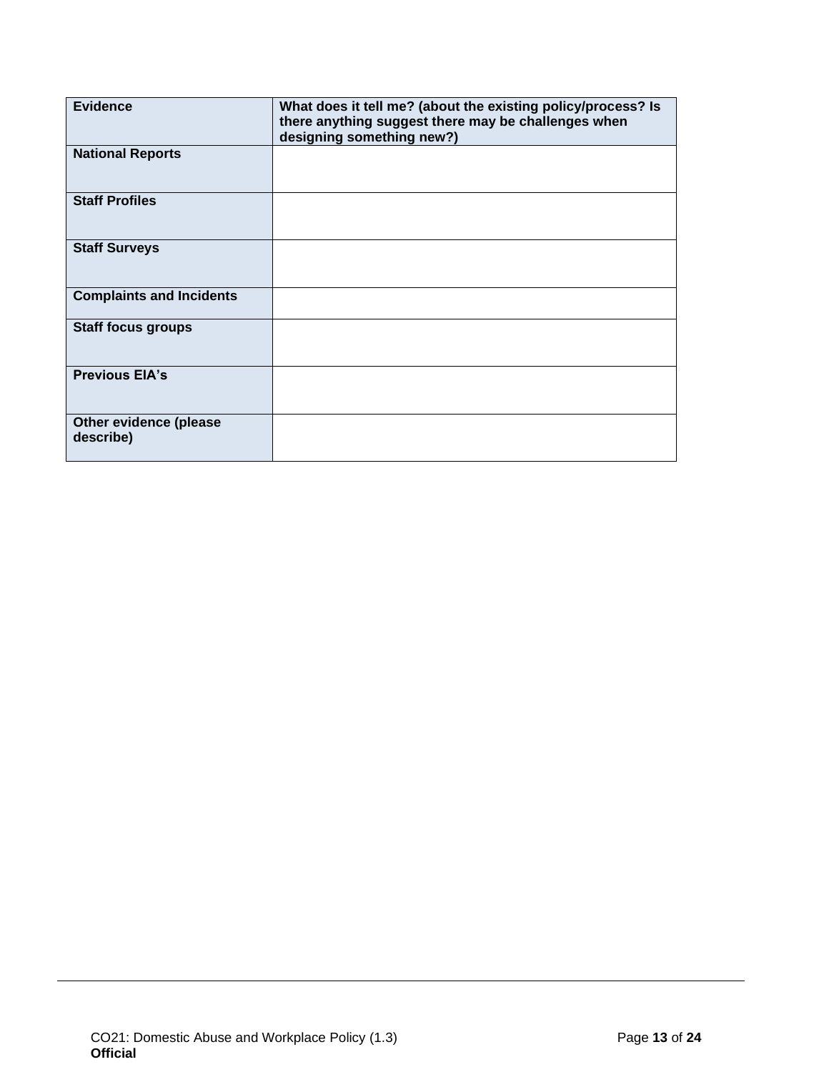| Evidence | What does it tell me? (about the existing policy/process? Is there anything suggest there may be challenges when designing something new?) |
|---|---|
| National Reports | |
| Staff Profiles | |
| Staff Surveys | |
| Complaints and Incidents | |
| Staff focus groups | |
| Previous EIA's | |
| Other evidence (please describe) | |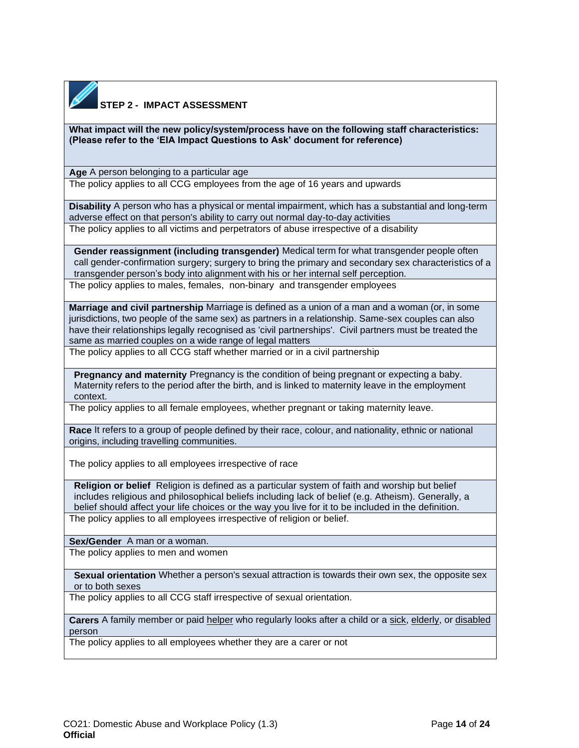## STEP 2 - IMPACT ASSESSMENT

**What impact will the new policy/system/process have on the following staff characteristics: (Please refer to the 'EIA Impact Questions to Ask' document for reference)**

**Age** A person belonging to a particular age

The policy applies to all CCG employees from the age of 16 years and upwards

**Disability** A person who has a physical or mental impairment, which has a substantial and long-term adverse effect on that person's ability to carry out normal day-to-day activities

The policy applies to all victims and perpetrators of abuse irrespective of a disability

**Gender reassignment (including transgender)** Medical term for what transgender people often call gender-confirmation surgery; surgery to bring the primary and secondary sex characteristics of a transgender person's body into alignment with his or her internal self perception.

The policy applies to males, females, non-binary and transgender employees

**Marriage and civil partnership** Marriage is defined as a union of a man and a woman (or, in some jurisdictions, two people of the same sex) as partners in a relationship. Same-sex couples can also have their relationships legally recognised as 'civil partnerships'. Civil partners must be treated the same as married couples on a wide range of legal matters

The policy applies to all CCG staff whether married or in a civil partnership

**Pregnancy and maternity** Pregnancy is the condition of being pregnant or expecting a baby. Maternity refers to the period after the birth, and is linked to maternity leave in the employment context.

The policy applies to all female employees, whether pregnant or taking maternity leave.

**Race** It refers to a group of people defined by their race, colour, and nationality, ethnic or national origins, including travelling communities.

The policy applies to all employees irrespective of race

**Religion or belief** Religion is defined as a particular system of faith and worship but belief includes religious and philosophical beliefs including lack of belief (e.g. Atheism). Generally, a belief should affect your life choices or the way you live for it to be included in the definition.

The policy applies to all employees irrespective of religion or belief.

**Sex/Gender** A man or a woman.

The policy applies to men and women

**Sexual orientation** Whether a person's sexual attraction is towards their own sex, the opposite sex or to both sexes

The policy applies to all CCG staff irrespective of sexual orientation.

**Carers** A family member or paid helper who regularly looks after a child or a sick, elderly, or disabled person

The policy applies to all employees whether they are a carer or not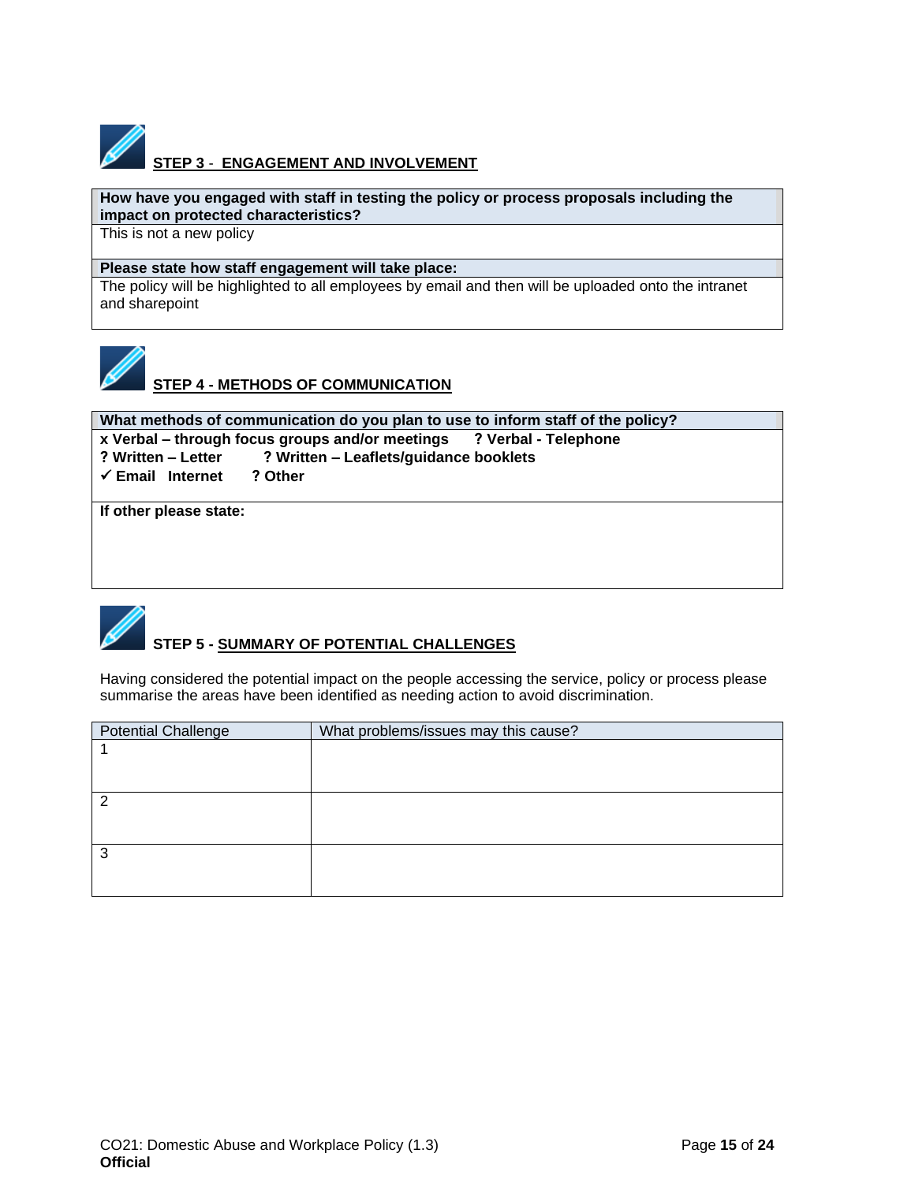## **STEP 3** - <u>**ENGAGEMENT AND INVOLVEMENT**</u>

| **How have you engaged with staff in testing the policy or process proposals including the impact on protected characteristics?** |
|---|
| This is not a new policy |
| **Please state how staff engagement will take place:** |
| The policy will be highlighted to all employees by email and then will be uploaded onto the intranet and sharepoint |

## <u>**STEP 4 - METHODS OF COMMUNICATION**</u>

| **What methods of communication do you plan to use to inform staff of the policy?** |
|---|
| **x Verbal – through focus groups and/or meetings ? Verbal - Telephone**<br>**? Written – Letter ? Written – Leaflets/guidance booklets**<br>**✓ Email Internet ? Other** |
| **If other please state:** |

## **STEP 5 -** <u>**SUMMARY OF POTENTIAL CHALLENGES**</u>

Having considered the potential impact on the people accessing the service, policy or process please summarise the areas have been identified as needing action to avoid discrimination.

| Potential Challenge | What problems/issues may this cause? |
|---|---|
| 1 | |
| 2 | |
| 3 | |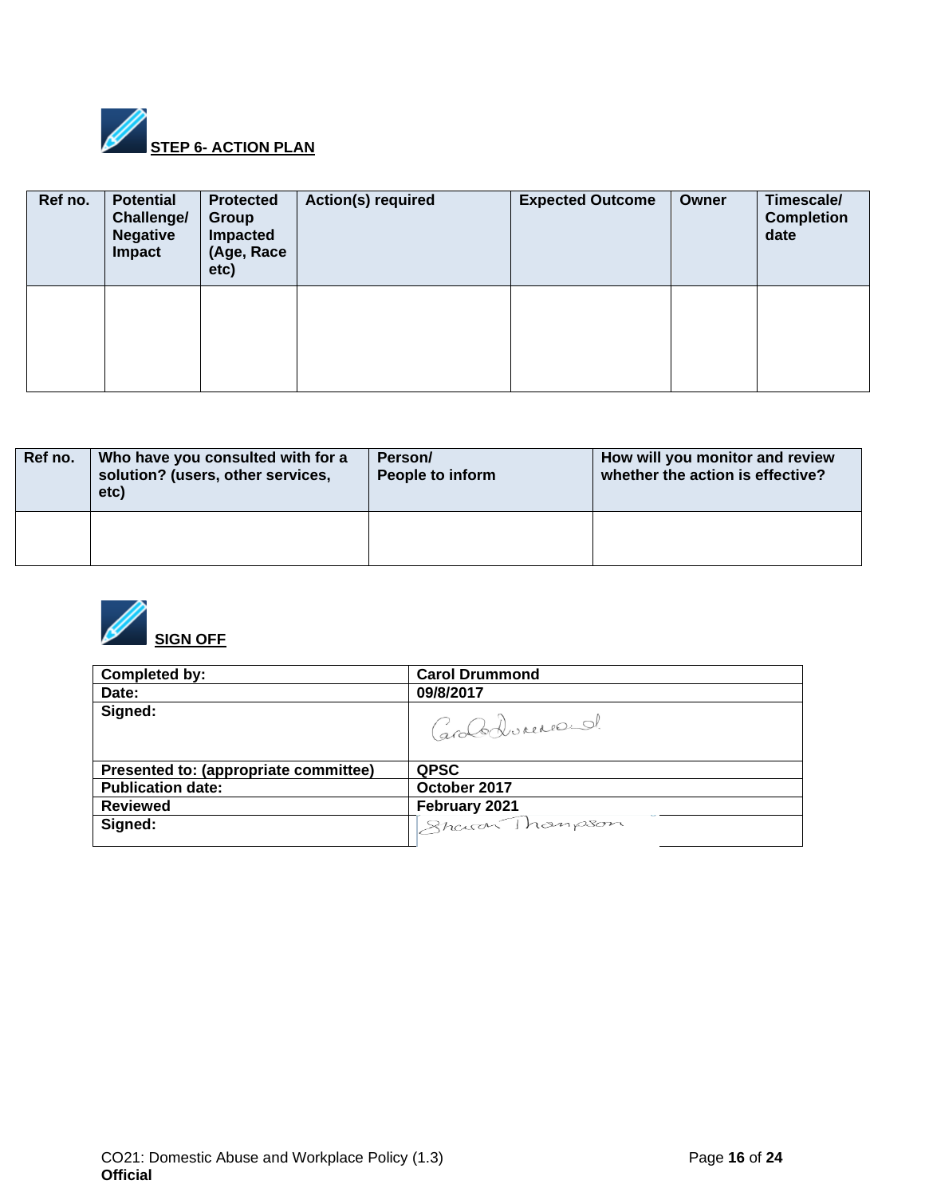## STEP 6- ACTION PLAN

| Ref no. | Potential Challenge/ Negative Impact | Protected Group Impacted (Age, Race etc) | Action(s) required | Expected Outcome | Owner | Timescale/ Completion date |
|---|---|---|---|---|---|---|
| | | | | | | |

| Ref no. | Who have you consulted with for a solution? (users, other services, etc) | Person/ People to inform | How will you monitor and review whether the action is effective? |
|---|---|---|---|
| | | | |

## SIGN OFF

| Completed by: | Carol Drummond |
|---|---|
| Date: | 09/8/2017 |
| Signed: | Carol Drummond |
| Presented to: (appropriate committee) | QPSC |
| Publication date: | October 2017 |
| Reviewed | February 2021 |
| Signed: | Sharon Thompson |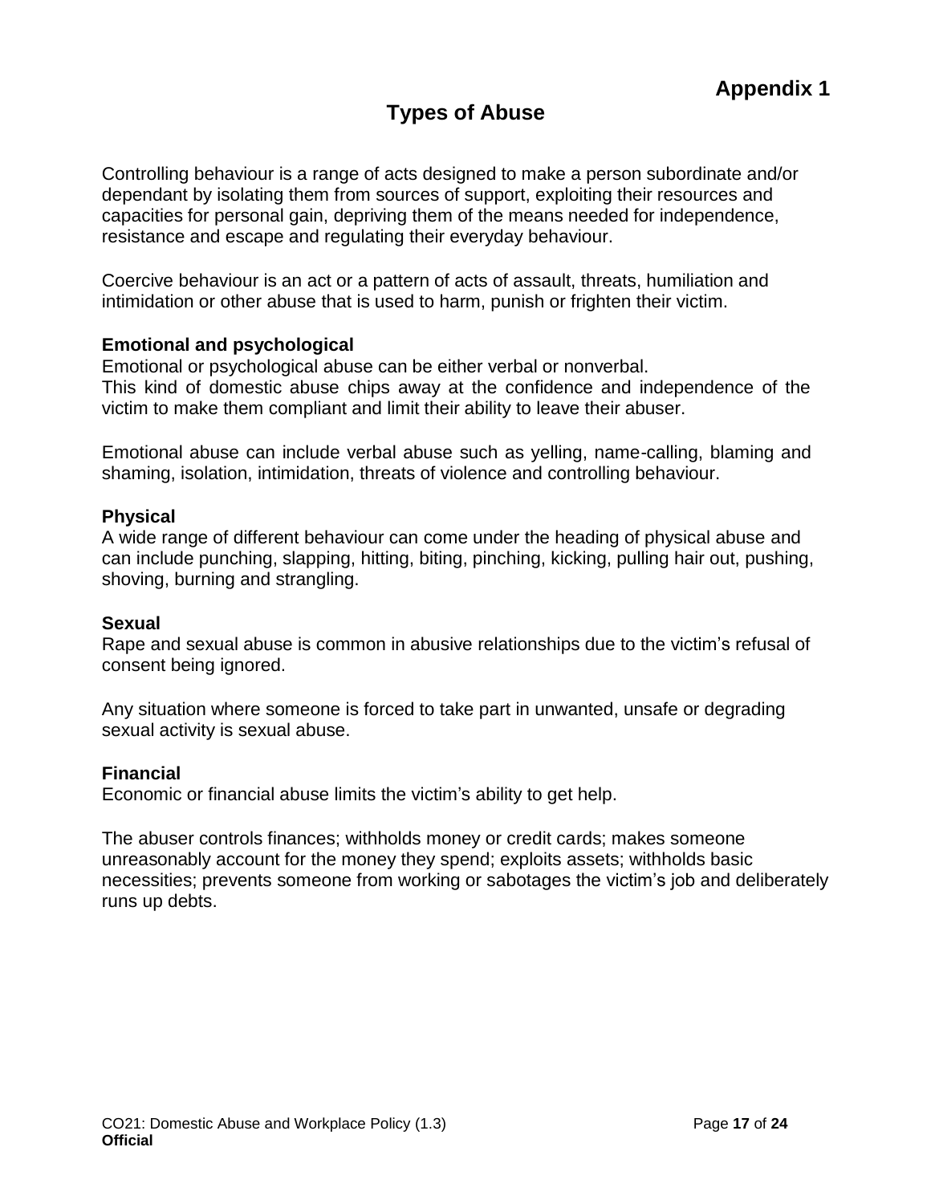# Appendix 1

## Types of Abuse

Controlling behaviour is a range of acts designed to make a person subordinate and/or dependant by isolating them from sources of support, exploiting their resources and capacities for personal gain, depriving them of the means needed for independence, resistance and escape and regulating their everyday behaviour.

Coercive behaviour is an act or a pattern of acts of assault, threats, humiliation and intimidation or other abuse that is used to harm, punish or frighten their victim.

### Emotional and psychological

Emotional or psychological abuse can be either verbal or nonverbal.
This kind of domestic abuse chips away at the confidence and independence of the victim to make them compliant and limit their ability to leave their abuser.

Emotional abuse can include verbal abuse such as yelling, name-calling, blaming and shaming, isolation, intimidation, threats of violence and controlling behaviour.

### Physical

A wide range of different behaviour can come under the heading of physical abuse and can include punching, slapping, hitting, biting, pinching, kicking, pulling hair out, pushing, shoving, burning and strangling.

### Sexual

Rape and sexual abuse is common in abusive relationships due to the victim's refusal of consent being ignored.

Any situation where someone is forced to take part in unwanted, unsafe or degrading sexual activity is sexual abuse.

### Financial

Economic or financial abuse limits the victim's ability to get help.

The abuser controls finances; withholds money or credit cards; makes someone unreasonably account for the money they spend; exploits assets; withholds basic necessities; prevents someone from working or sabotages the victim's job and deliberately runs up debts.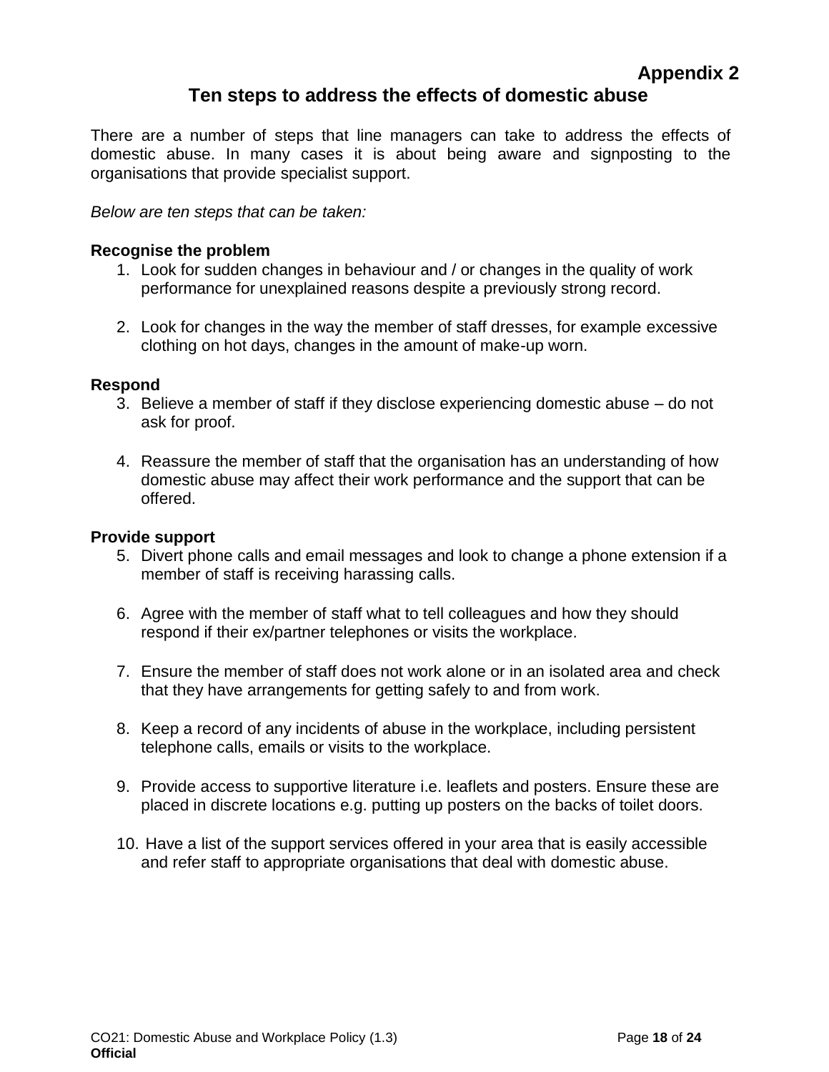**Appendix 2**

## Ten steps to address the effects of domestic abuse

There are a number of steps that line managers can take to address the effects of domestic abuse. In many cases it is about being aware and signposting to the organisations that provide specialist support.

*Below are ten steps that can be taken:*

**Recognise the problem**

1. Look for sudden changes in behaviour and / or changes in the quality of work performance for unexplained reasons despite a previously strong record.

2. Look for changes in the way the member of staff dresses, for example excessive clothing on hot days, changes in the amount of make-up worn.

**Respond**

3. Believe a member of staff if they disclose experiencing domestic abuse – do not ask for proof.

4. Reassure the member of staff that the organisation has an understanding of how domestic abuse may affect their work performance and the support that can be offered.

**Provide support**

5. Divert phone calls and email messages and look to change a phone extension if a member of staff is receiving harassing calls.

6. Agree with the member of staff what to tell colleagues and how they should respond if their ex/partner telephones or visits the workplace.

7. Ensure the member of staff does not work alone or in an isolated area and check that they have arrangements for getting safely to and from work.

8. Keep a record of any incidents of abuse in the workplace, including persistent telephone calls, emails or visits to the workplace.

9. Provide access to supportive literature i.e. leaflets and posters. Ensure these are placed in discrete locations e.g. putting up posters on the backs of toilet doors.

10. Have a list of the support services offered in your area that is easily accessible and refer staff to appropriate organisations that deal with domestic abuse.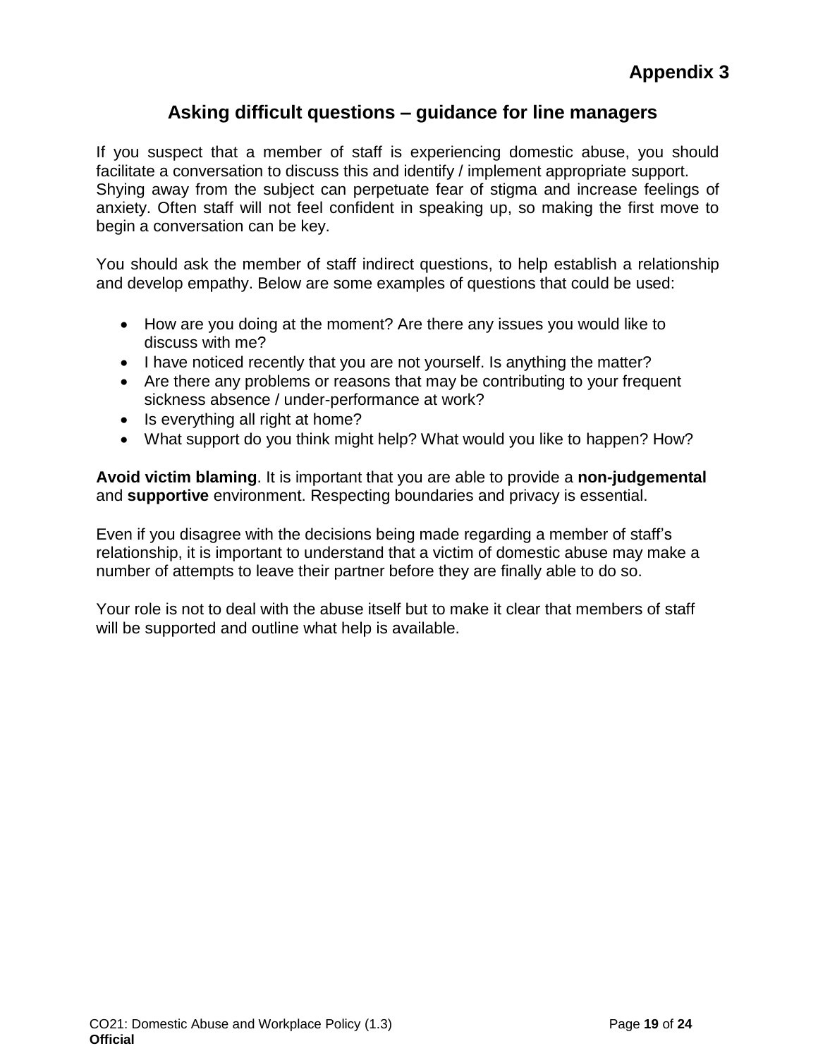**Appendix 3**

## Asking difficult questions – guidance for line managers

If you suspect that a member of staff is experiencing domestic abuse, you should facilitate a conversation to discuss this and identify / implement appropriate support. Shying away from the subject can perpetuate fear of stigma and increase feelings of anxiety. Often staff will not feel confident in speaking up, so making the first move to begin a conversation can be key.

You should ask the member of staff indirect questions, to help establish a relationship and develop empathy. Below are some examples of questions that could be used:

- How are you doing at the moment? Are there any issues you would like to discuss with me?
- I have noticed recently that you are not yourself. Is anything the matter?
- Are there any problems or reasons that may be contributing to your frequent sickness absence / under-performance at work?
- Is everything all right at home?
- What support do you think might help? What would you like to happen? How?

**Avoid victim blaming**. It is important that you are able to provide a **non-judgemental** and **supportive** environment. Respecting boundaries and privacy is essential.

Even if you disagree with the decisions being made regarding a member of staff's relationship, it is important to understand that a victim of domestic abuse may make a number of attempts to leave their partner before they are finally able to do so.

Your role is not to deal with the abuse itself but to make it clear that members of staff will be supported and outline what help is available.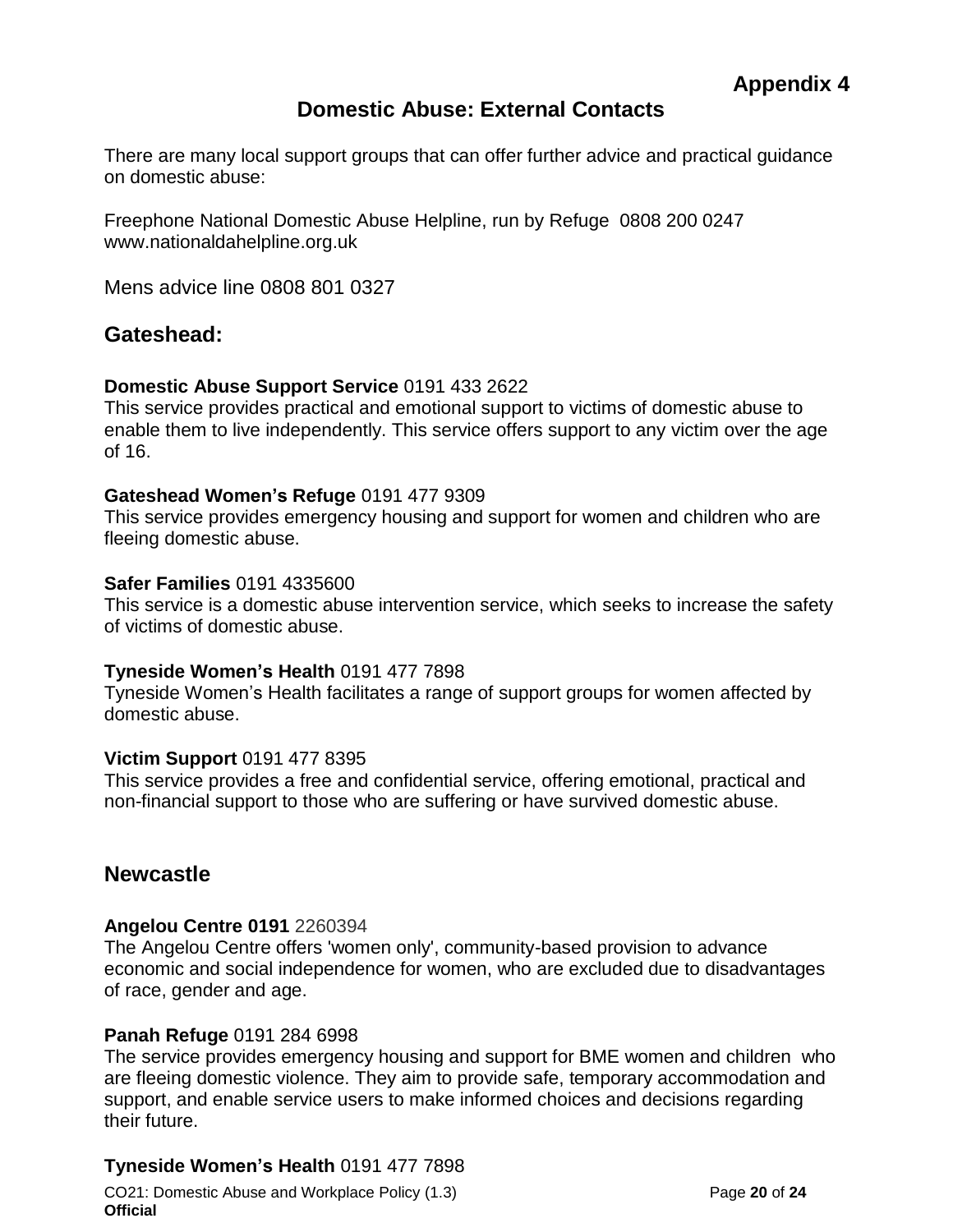**Appendix 4**

# Domestic Abuse: External Contacts

There are many local support groups that can offer further advice and practical guidance on domestic abuse:

Freephone National Domestic Abuse Helpline, run by Refuge 0808 200 0247
www.nationaldahelpline.org.uk

Mens advice line 0808 801 0327

## Gateshead:

**Domestic Abuse Support Service** 0191 433 2622
This service provides practical and emotional support to victims of domestic abuse to enable them to live independently. This service offers support to any victim over the age of 16.

**Gateshead Women's Refuge** 0191 477 9309
This service provides emergency housing and support for women and children who are fleeing domestic abuse.

**Safer Families** 0191 4335600
This service is a domestic abuse intervention service, which seeks to increase the safety of victims of domestic abuse.

**Tyneside Women's Health** 0191 477 7898
Tyneside Women's Health facilitates a range of support groups for women affected by domestic abuse.

**Victim Support** 0191 477 8395
This service provides a free and confidential service, offering emotional, practical and non-financial support to those who are suffering or have survived domestic abuse.

## Newcastle

**Angelou Centre 0191** 2260394
The Angelou Centre offers 'women only', community-based provision to advance economic and social independence for women, who are excluded due to disadvantages of race, gender and age.

**Panah Refuge** 0191 284 6998
The service provides emergency housing and support for BME women and children who are fleeing domestic violence. They aim to provide safe, temporary accommodation and support, and enable service users to make informed choices and decisions regarding their future.

**Tyneside Women's Health** 0191 477 7898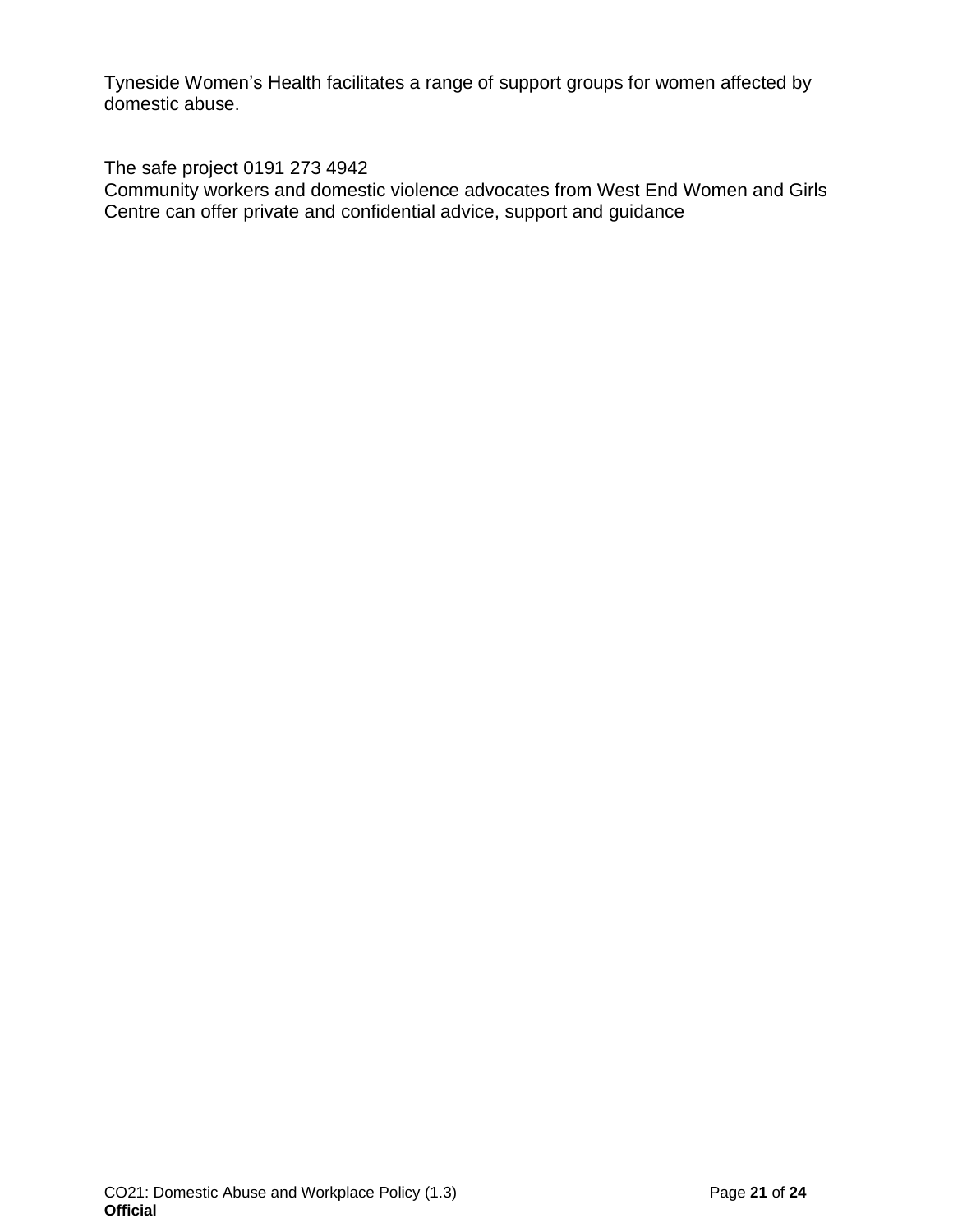Tyneside Women's Health facilitates a range of support groups for women affected by domestic abuse.

The safe project 0191 273 4942
Community workers and domestic violence advocates from West End Women and Girls Centre can offer private and confidential advice, support and guidance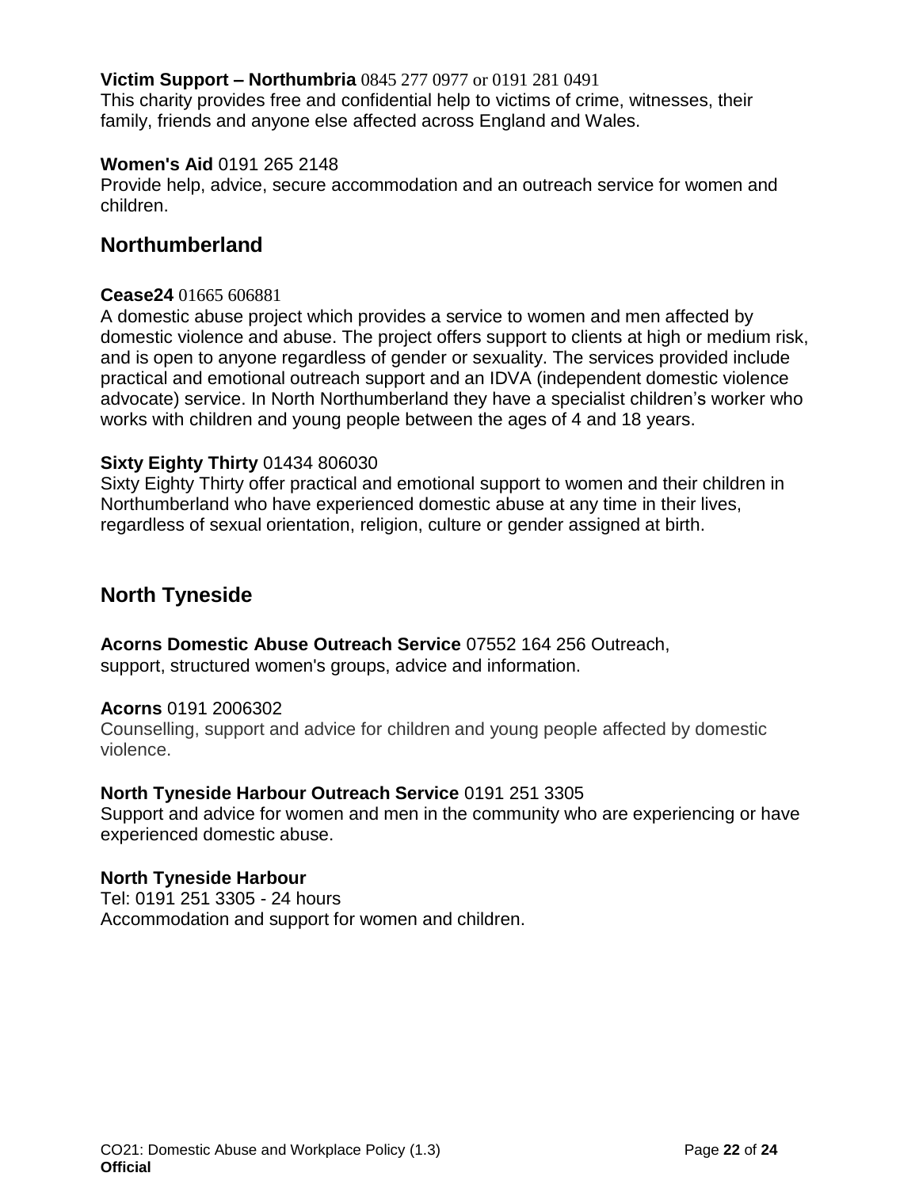**Victim Support – Northumbria** 0845 277 0977 or 0191 281 0491
This charity provides free and confidential help to victims of crime, witnesses, their family, friends and anyone else affected across England and Wales.

**Women's Aid** 0191 265 2148
Provide help, advice, secure accommodation and an outreach service for women and children.

## Northumberland

**Cease24** 01665 606881
A domestic abuse project which provides a service to women and men affected by domestic violence and abuse. The project offers support to clients at high or medium risk, and is open to anyone regardless of gender or sexuality. The services provided include practical and emotional outreach support and an IDVA (independent domestic violence advocate) service. In North Northumberland they have a specialist children's worker who works with children and young people between the ages of 4 and 18 years.

**Sixty Eighty Thirty** 01434 806030
Sixty Eighty Thirty offer practical and emotional support to women and their children in Northumberland who have experienced domestic abuse at any time in their lives, regardless of sexual orientation, religion, culture or gender assigned at birth.

## North Tyneside

**Acorns Domestic Abuse Outreach Service** 07552 164 256 Outreach, support, structured women's groups, advice and information.

**Acorns** 0191 2006302
Counselling, support and advice for children and young people affected by domestic violence.

**North Tyneside Harbour Outreach Service** 0191 251 3305
Support and advice for women and men in the community who are experiencing or have experienced domestic abuse.

**North Tyneside Harbour**
Tel: 0191 251 3305 - 24 hours
Accommodation and support for women and children.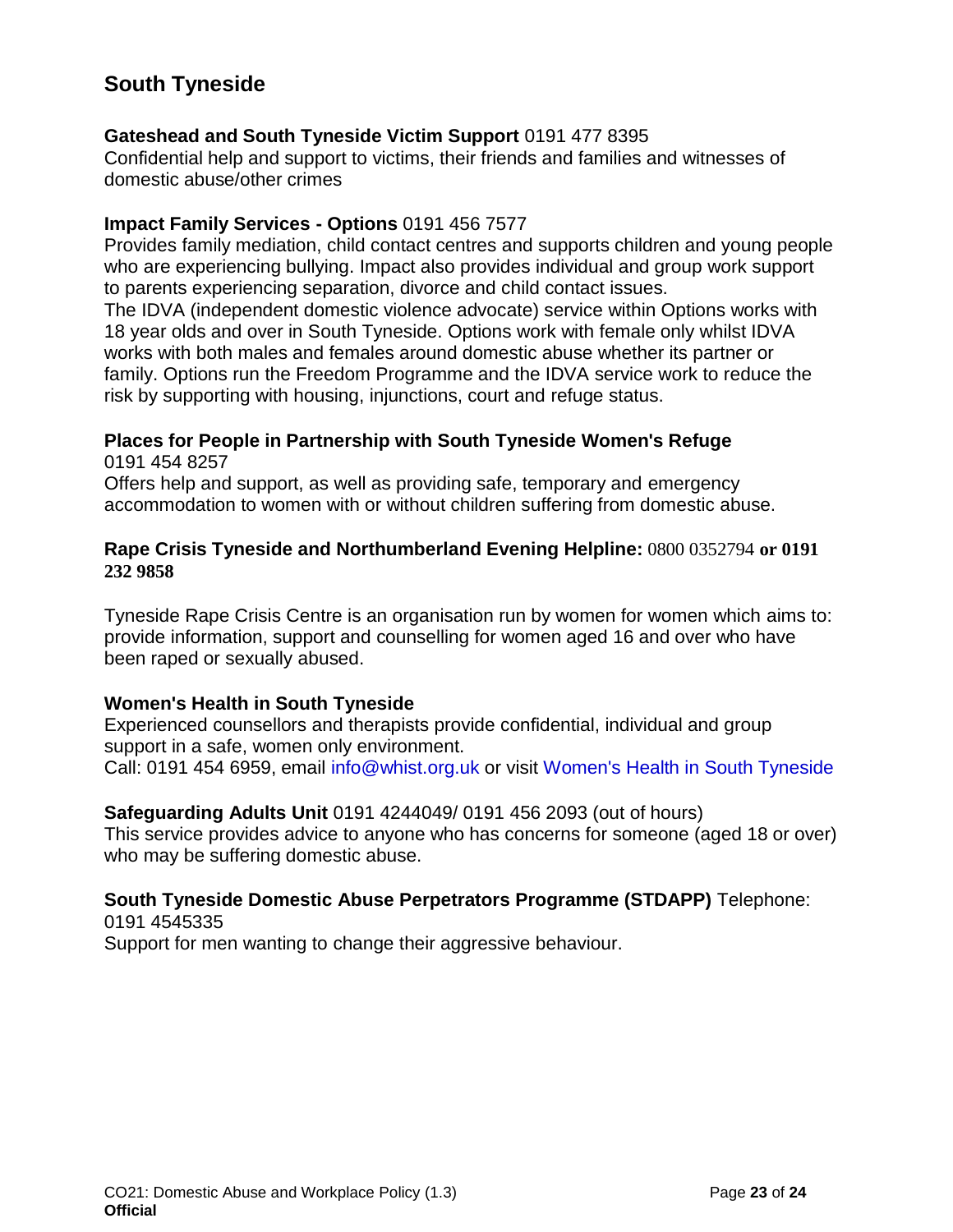## South Tyneside

**Gateshead and South Tyneside Victim Support** 0191 477 8395
Confidential help and support to victims, their friends and families and witnesses of domestic abuse/other crimes

**Impact Family Services - Options** 0191 456 7577
Provides family mediation, child contact centres and supports children and young people who are experiencing bullying. Impact also provides individual and group work support to parents experiencing separation, divorce and child contact issues.
The IDVA (independent domestic violence advocate) service within Options works with 18 year olds and over in South Tyneside. Options work with female only whilst IDVA works with both males and females around domestic abuse whether its partner or family. Options run the Freedom Programme and the IDVA service work to reduce the risk by supporting with housing, injunctions, court and refuge status.

**Places for People in Partnership with South Tyneside Women's Refuge**
0191 454 8257
Offers help and support, as well as providing safe, temporary and emergency accommodation to women with or without children suffering from domestic abuse.

**Rape Crisis Tyneside and Northumberland Evening Helpline:** 0800 0352794 **or 0191 232 9858**

Tyneside Rape Crisis Centre is an organisation run by women for women which aims to: provide information, support and counselling for women aged 16 and over who have been raped or sexually abused.

**Women's Health in South Tyneside**
Experienced counsellors and therapists provide confidential, individual and group support in a safe, women only environment.
Call: 0191 454 6959, email info@whist.org.uk or visit Women's Health in South Tyneside

**Safeguarding Adults Unit** 0191 4244049/ 0191 456 2093 (out of hours)
This service provides advice to anyone who has concerns for someone (aged 18 or over) who may be suffering domestic abuse.

**South Tyneside Domestic Abuse Perpetrators Programme (STDAPP)** Telephone: 0191 4545335
Support for men wanting to change their aggressive behaviour.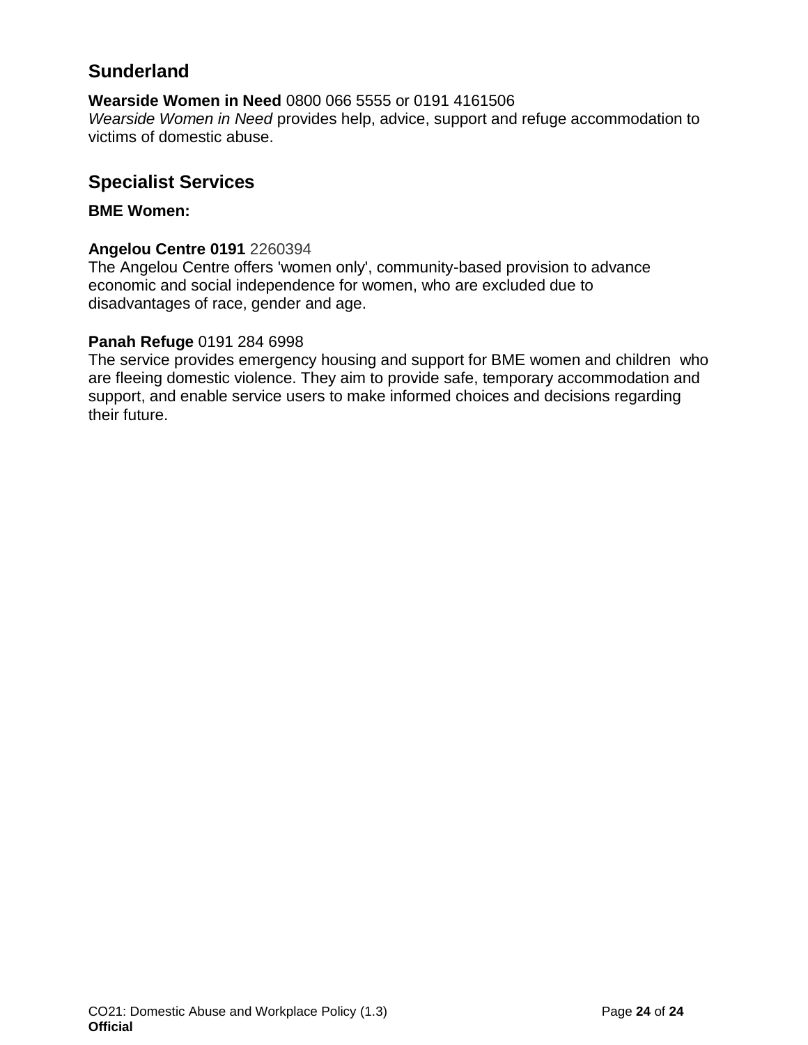## Sunderland

**Wearside Women in Need** 0800 066 5555 or 0191 4161506
*Wearside Women in Need* provides help, advice, support and refuge accommodation to victims of domestic abuse.

## Specialist Services

**BME Women:**

**Angelou Centre 0191** 2260394
The Angelou Centre offers 'women only', community-based provision to advance economic and social independence for women, who are excluded due to disadvantages of race, gender and age.

**Panah Refuge** 0191 284 6998
The service provides emergency housing and support for BME women and children who are fleeing domestic violence. They aim to provide safe, temporary accommodation and support, and enable service users to make informed choices and decisions regarding their future.